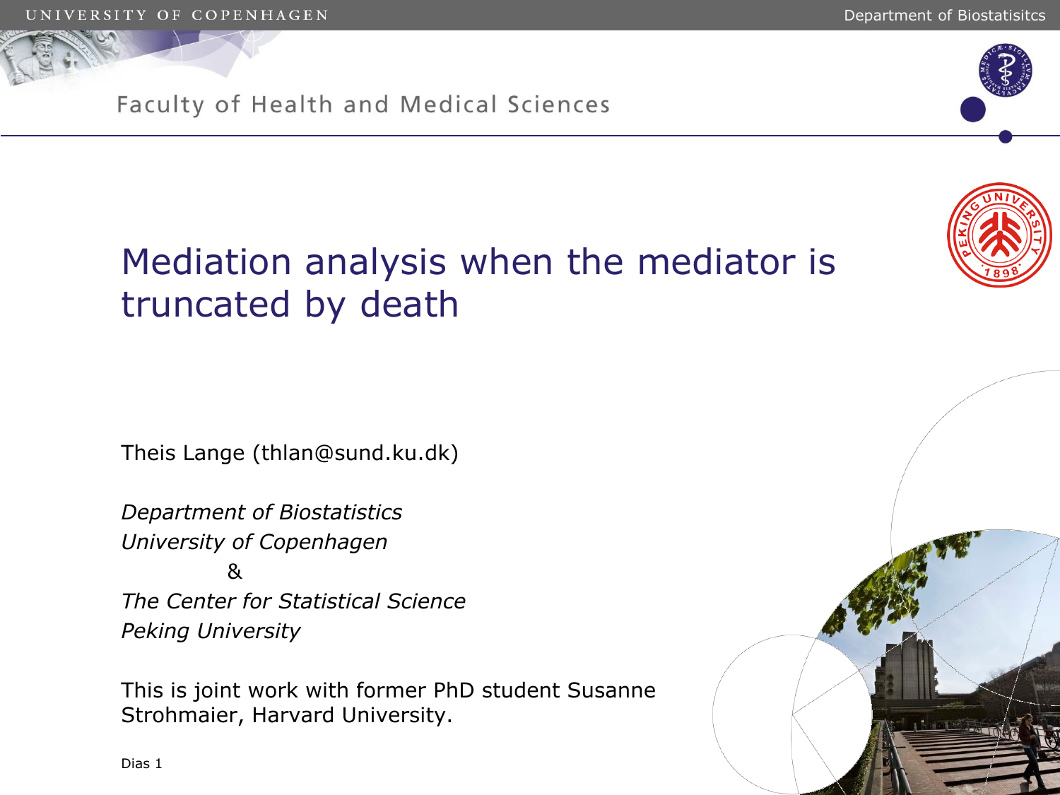# Mediation analysis when the mediator is truncated by death

Theis Lange (thlan@sund.ku.dk)

*Department of Biostatistics*
*University of Copenhagen*
&
*The Center for Statistical Science*
*Peking University*

This is joint work with former PhD student Susanne Strohmaier, Harvard University.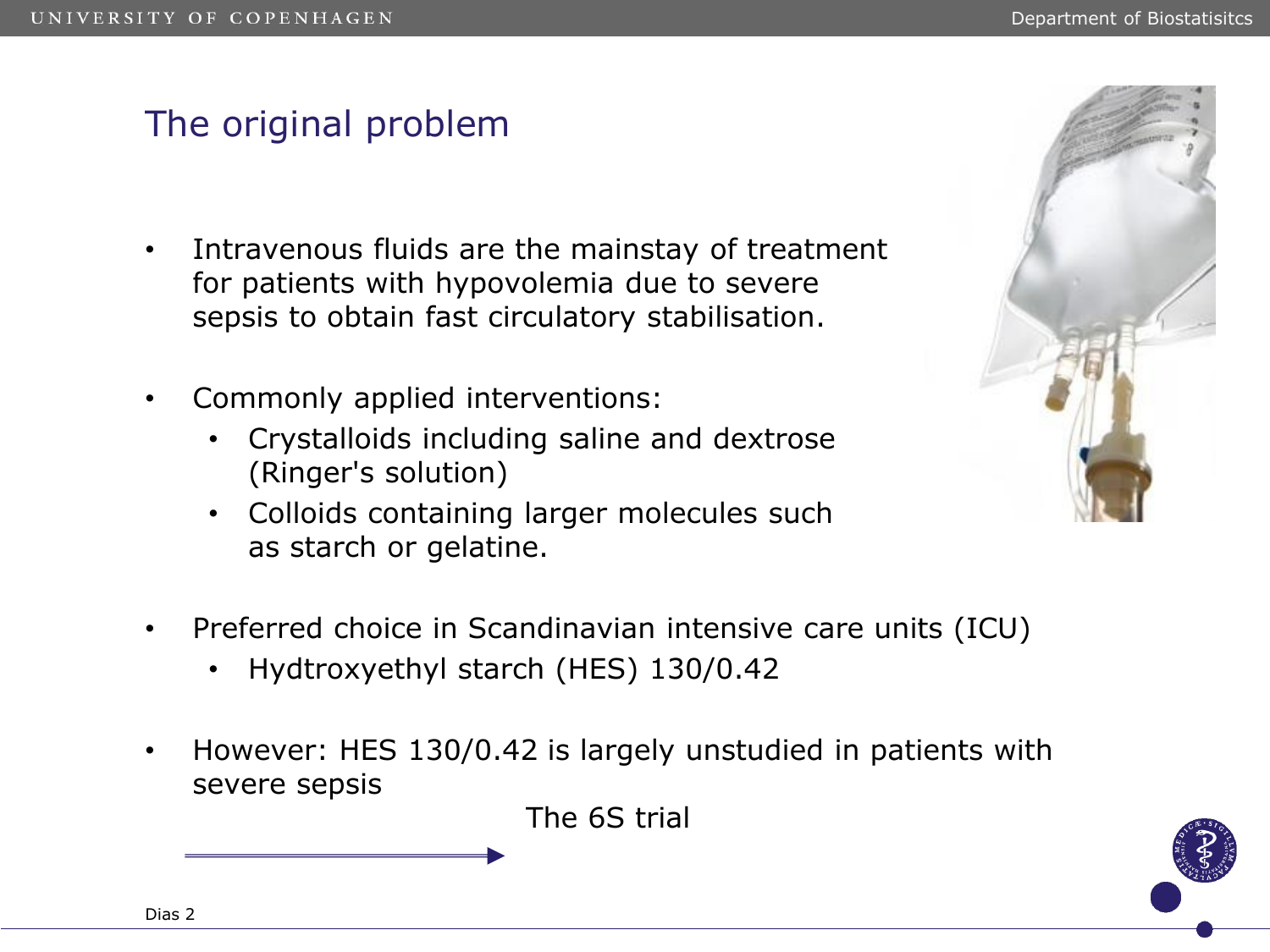# The original problem

- Intravenous fluids are the mainstay of treatment for patients with hypovolemia due to severe sepsis to obtain fast circulatory stabilisation.

- Commonly applied interventions:
  - Crystalloids including saline and dextrose (Ringer's solution)
  - Colloids containing larger molecules such as starch or gelatine.

- Preferred choice in Scandinavian intensive care units (ICU)
  - Hydtroxyethyl starch (HES) 130/0.42

- However: HES 130/0.42 is largely unstudied in patients with severe sepsis

→ The 6S trial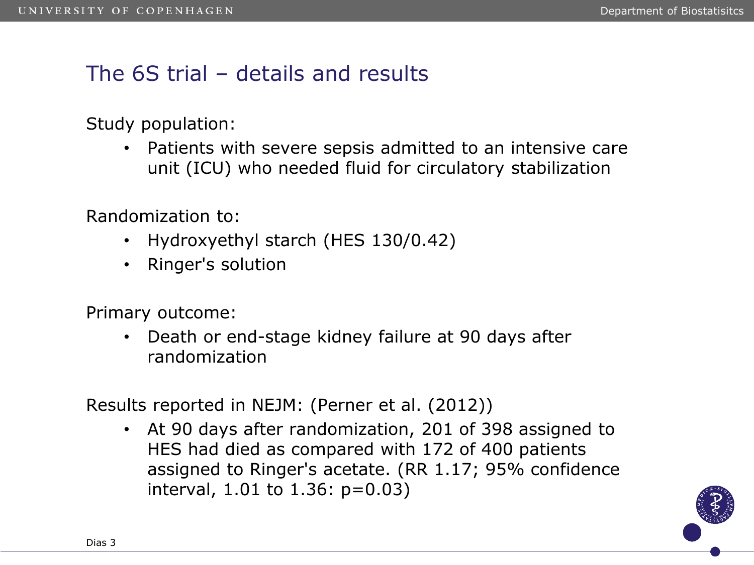## The 6S trial – details and results

Study population:

- Patients with severe sepsis admitted to an intensive care unit (ICU) who needed fluid for circulatory stabilization

Randomization to:

- Hydroxyethyl starch (HES 130/0.42)
- Ringer's solution

Primary outcome:

- Death or end-stage kidney failure at 90 days after randomization

Results reported in NEJM: (Perner et al. (2012))

- At 90 days after randomization, 201 of 398 assigned to HES had died as compared with 172 of 400 patients assigned to Ringer's acetate. (RR 1.17; 95% confidence interval, 1.01 to 1.36: p=0.03)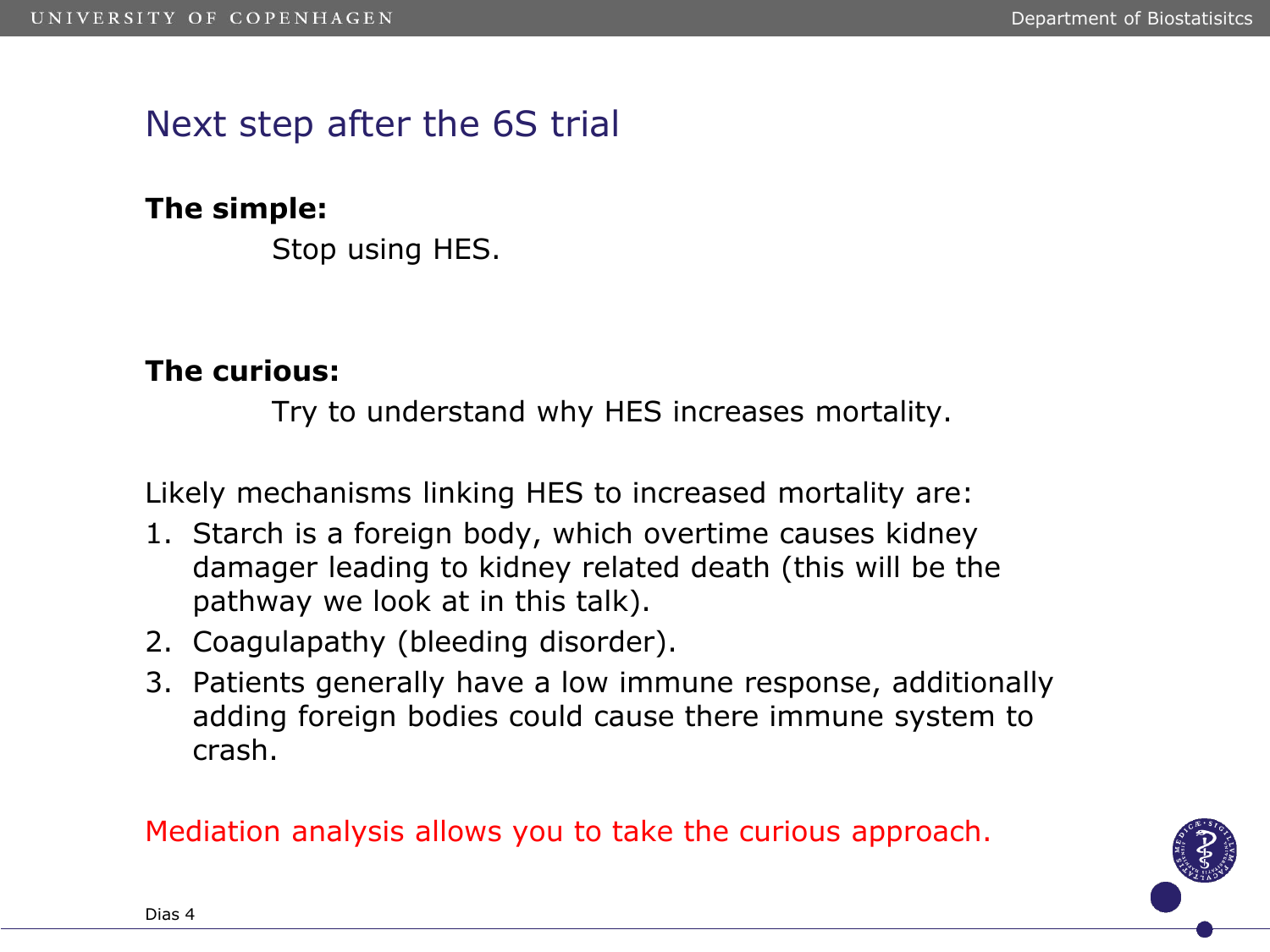# Next step after the 6S trial

**The simple:**

Stop using HES.

**The curious:**

Try to understand why HES increases mortality.

Likely mechanisms linking HES to increased mortality are:

1. Starch is a foreign body, which overtime causes kidney damager leading to kidney related death (this will be the pathway we look at in this talk).
2. Coagulapathy (bleeding disorder).
3. Patients generally have a low immune response, additionally adding foreign bodies could cause there immune system to crash.

Mediation analysis allows you to take the curious approach.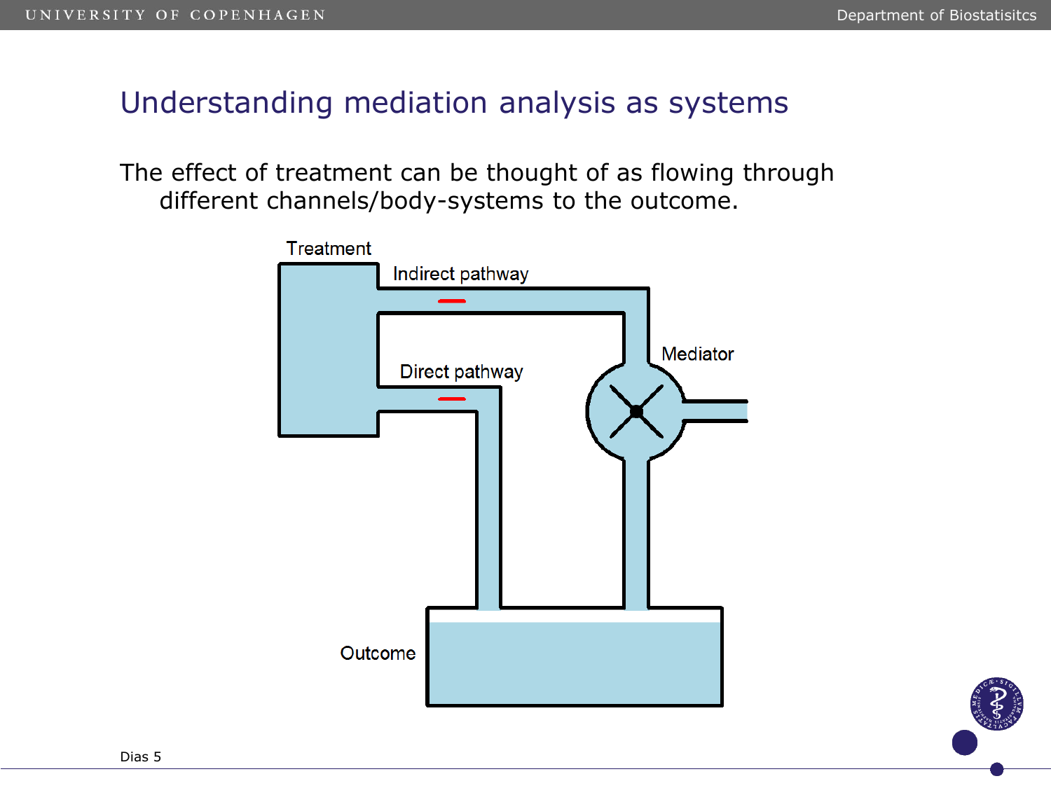# Understanding mediation analysis as systems

The effect of treatment can be thought of as flowing through different channels/body-systems to the outcome.

Treatment

Indirect pathway

Direct pathway

Mediator

Outcome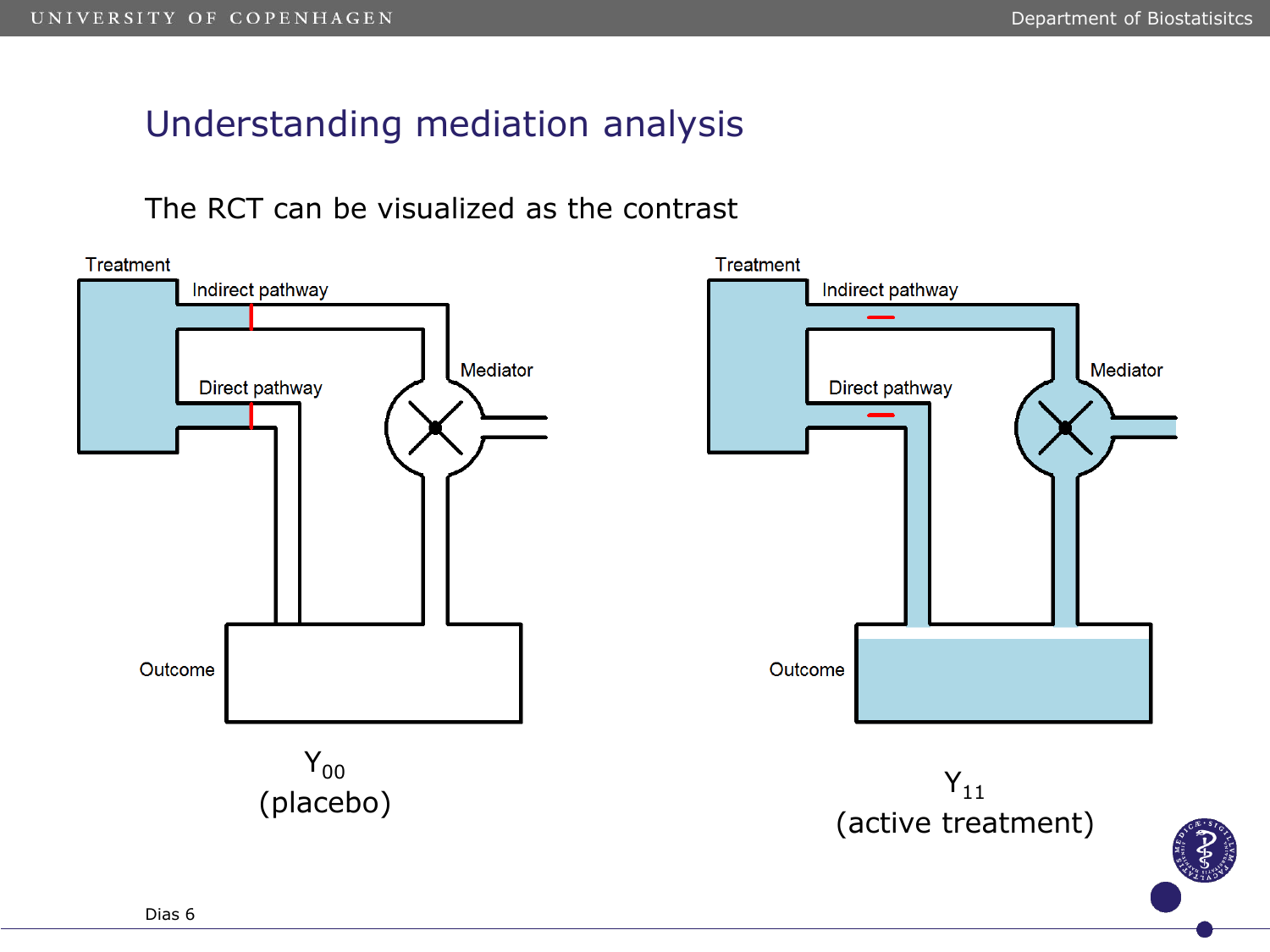# Understanding mediation analysis

The RCT can be visualized as the contrast

Treatment

Indirect pathway

Direct pathway

Mediator

Outcome

$Y_{00}$
(placebo)

Treatment

Indirect pathway

Direct pathway

Mediator

Outcome

$Y_{11}$
(active treatment)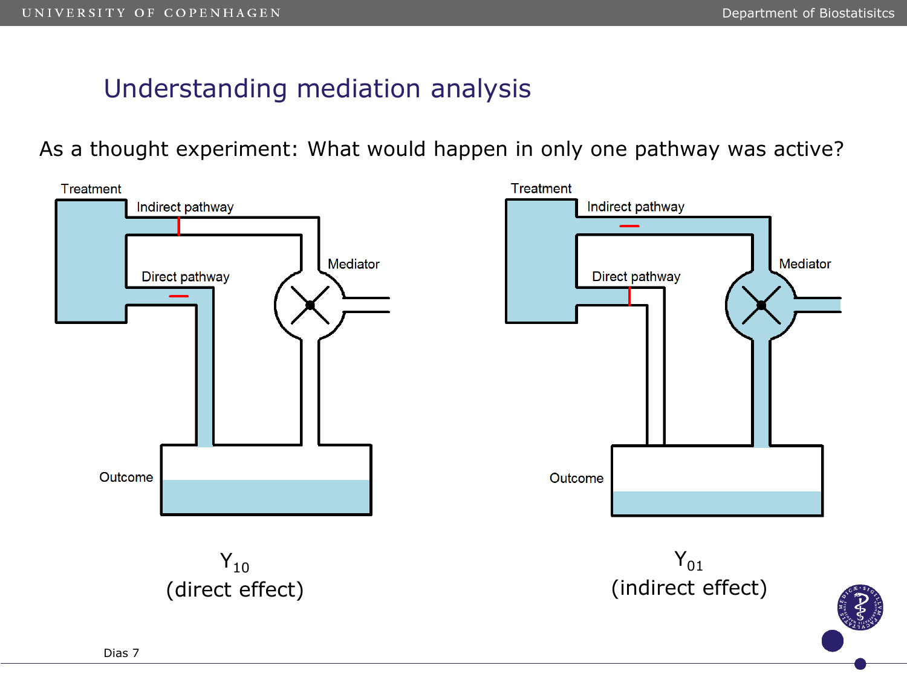# Understanding mediation analysis

As a thought experiment: What would happen in only one pathway was active?

Treatment

Indirect pathway

Direct pathway

Mediator

Outcome

$Y_{10}$
(direct effect)

Treatment

Indirect pathway

Direct pathway

Mediator

Outcome

$Y_{01}$
(indirect effect)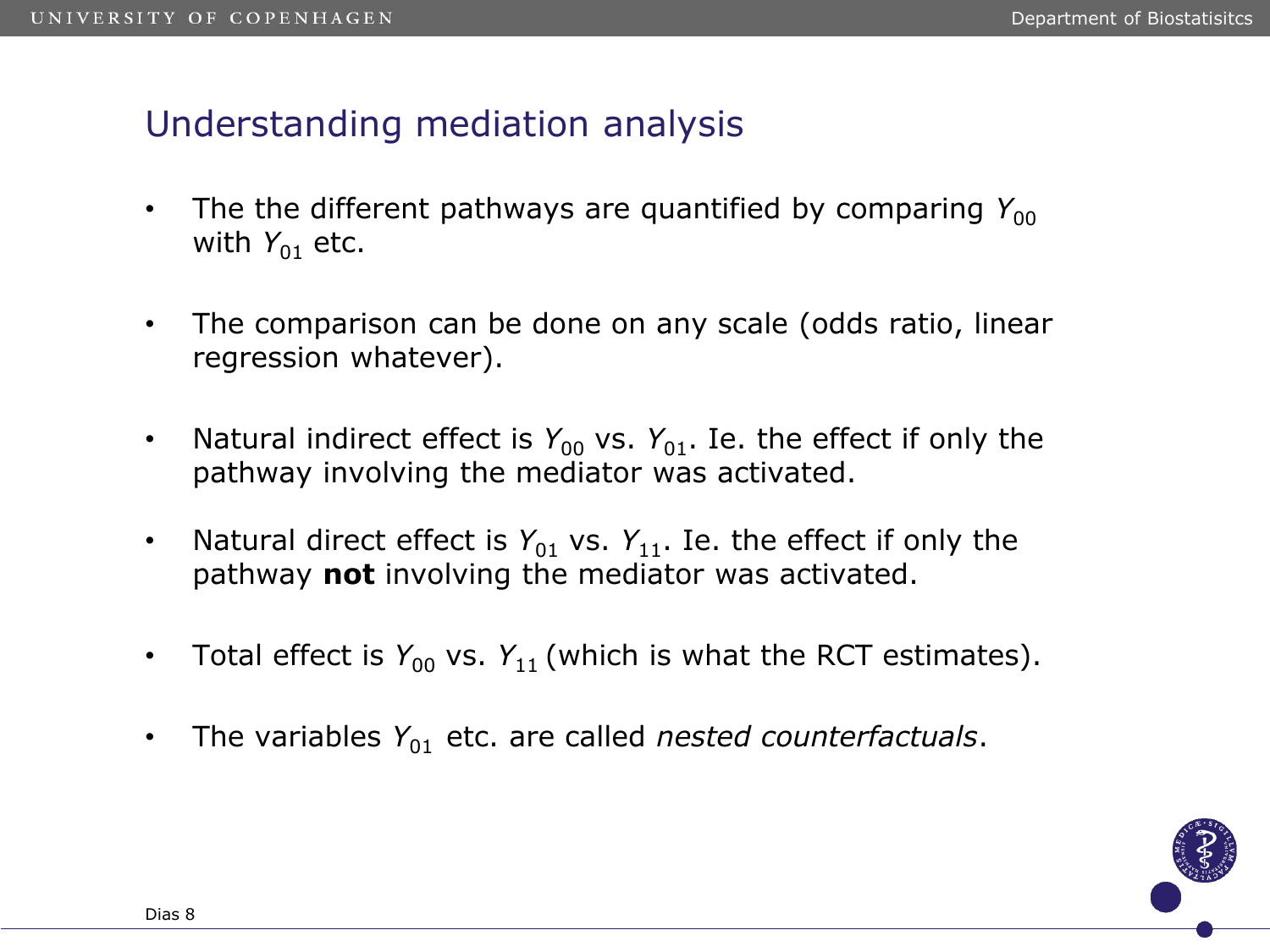# Understanding mediation analysis

- The the different pathways are quantified by comparing $Y_{00}$ with $Y_{01}$ etc.

- The comparison can be done on any scale (odds ratio, linear regression whatever).

- Natural indirect effect is $Y_{00}$ vs. $Y_{01}$. Ie. the effect if only the pathway involving the mediator was activated.

- Natural direct effect is $Y_{01}$ vs. $Y_{11}$. Ie. the effect if only the pathway **not** involving the mediator was activated.

- Total effect is $Y_{00}$ vs. $Y_{11}$ (which is what the RCT estimates).

- The variables $Y_{01}$ etc. are called *nested counterfactuals*.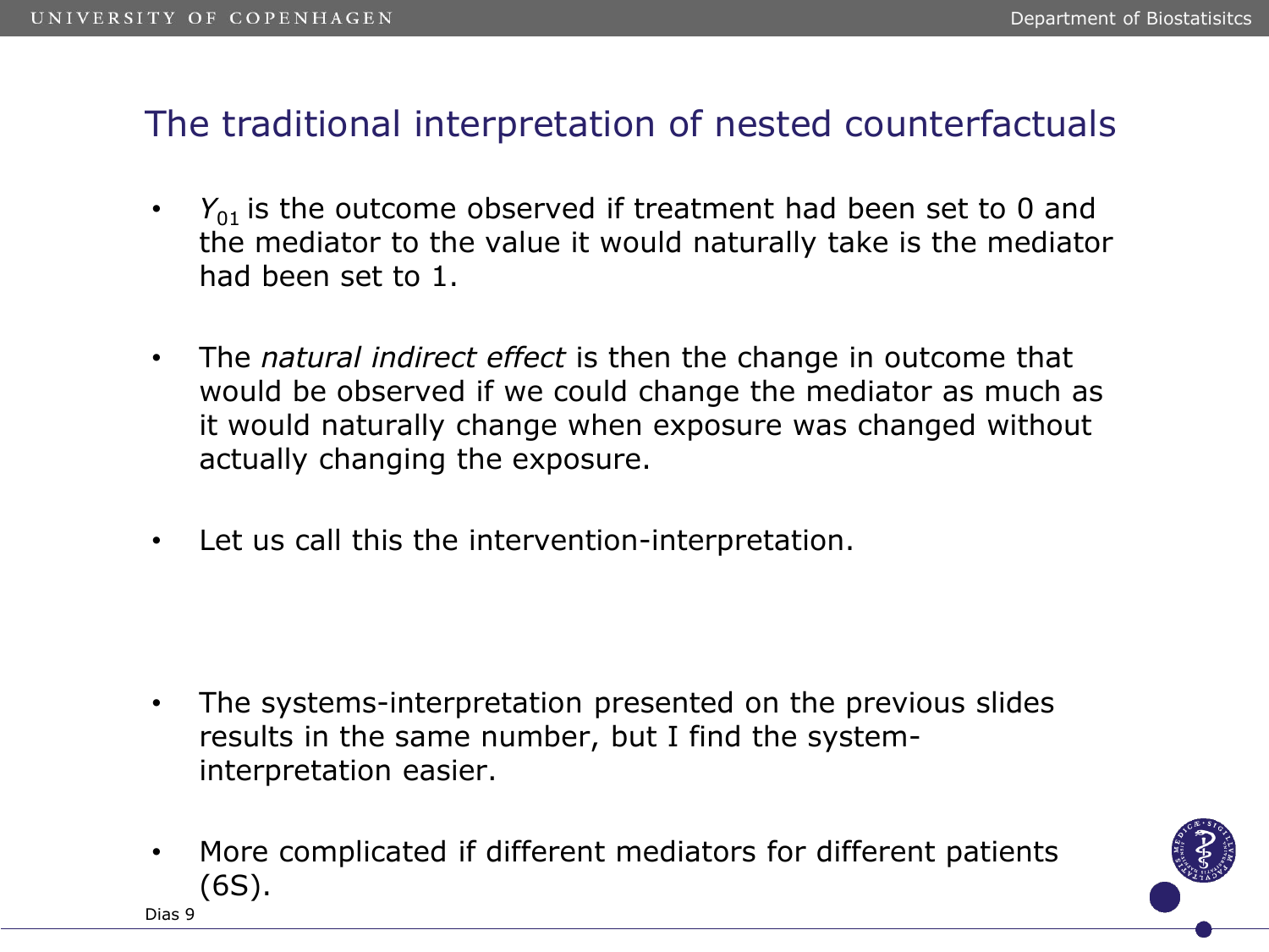# The traditional interpretation of nested counterfactuals

- $Y_{01}$ is the outcome observed if treatment had been set to 0 and the mediator to the value it would naturally take is the mediator had been set to 1.

- The *natural indirect effect* is then the change in outcome that would be observed if we could change the mediator as much as it would naturally change when exposure was changed without actually changing the exposure.

- Let us call this the intervention-interpretation.

- The systems-interpretation presented on the previous slides results in the same number, but I find the system-interpretation easier.

- More complicated if different mediators for different patients (6S).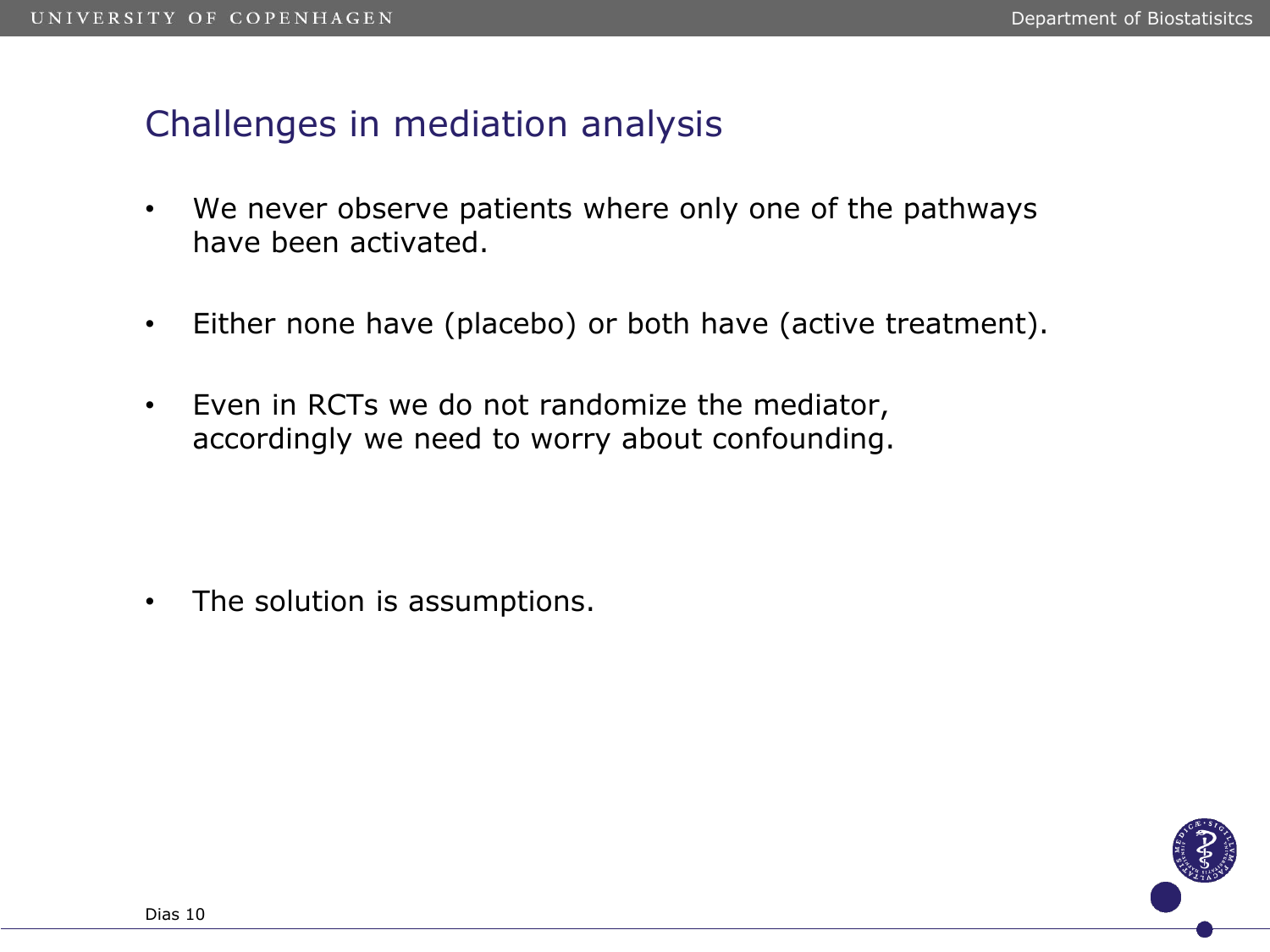## Challenges in mediation analysis

- We never observe patients where only one of the pathways have been activated.
- Either none have (placebo) or both have (active treatment).
- Even in RCTs we do not randomize the mediator, accordingly we need to worry about confounding.
- The solution is assumptions.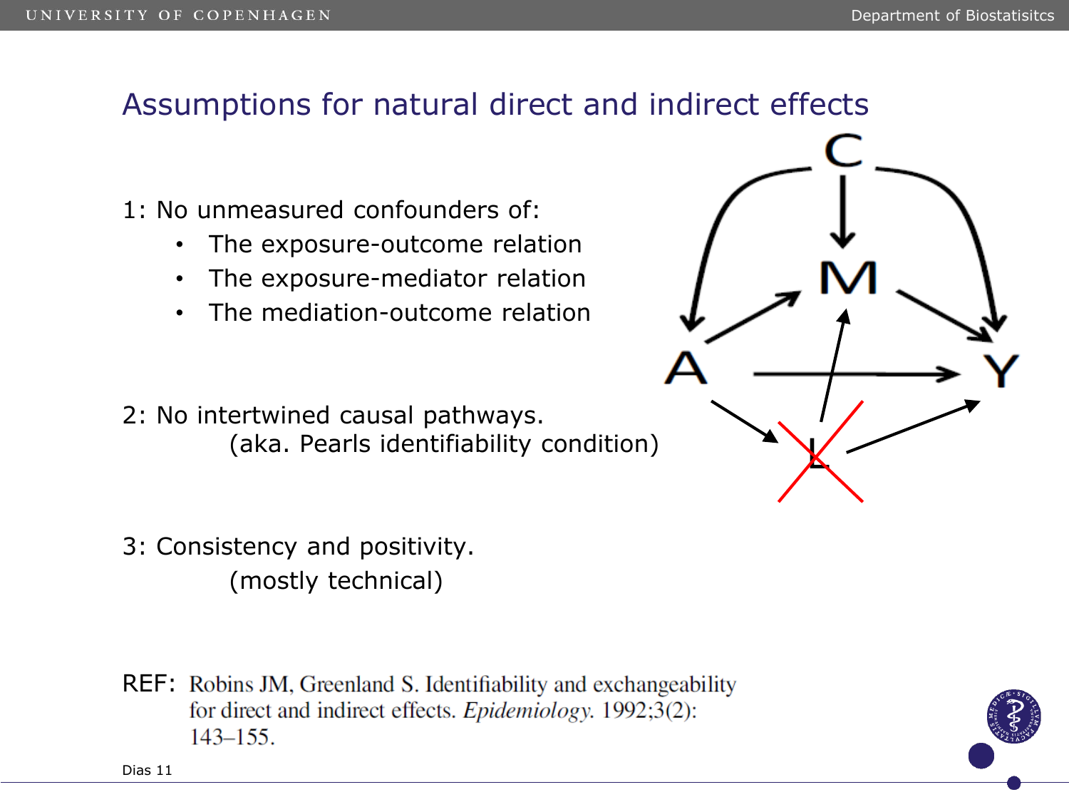# Assumptions for natural direct and indirect effects

1: No unmeasured confounders of:

- The exposure-outcome relation
- The exposure-mediator relation
- The mediation-outcome relation

2: No intertwined causal pathways.
(aka. Pearls identifiability condition)

3: Consistency and positivity.
(mostly technical)

REF: Robins JM, Greenland S. Identifiability and exchangeability for direct and indirect effects. *Epidemiology*. 1992;3(2): 143–155.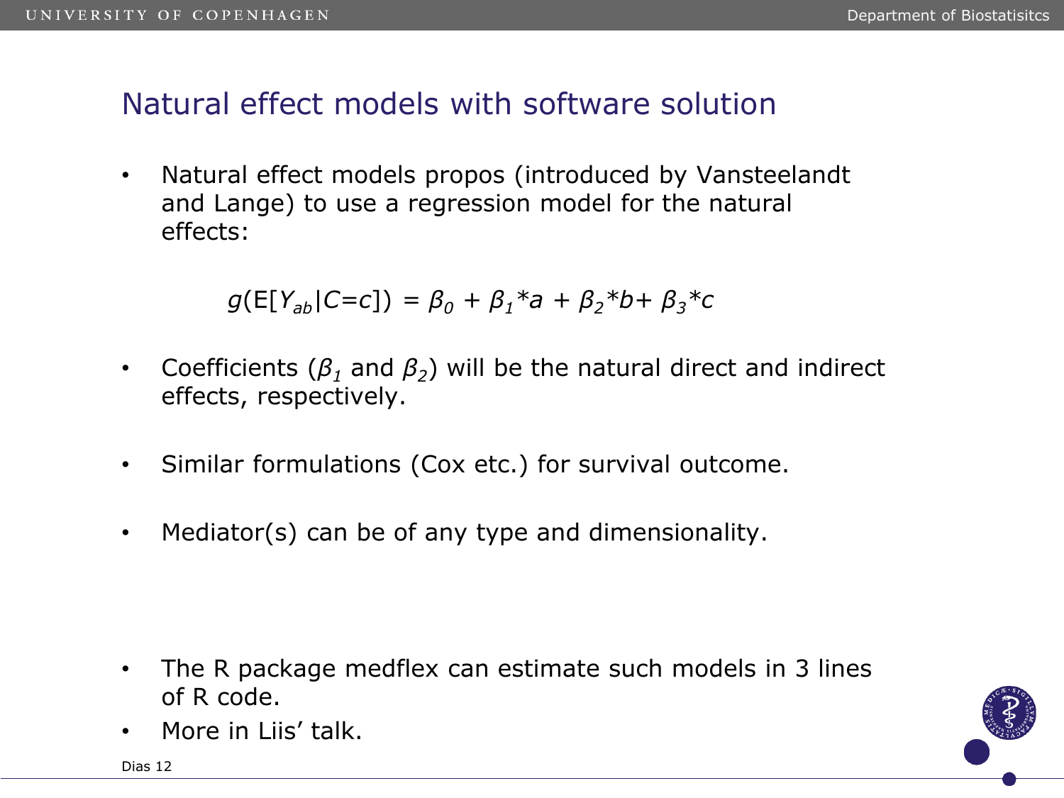# Natural effect models with software solution

- Natural effect models propos (introduced by Vansteelandt and Lange) to use a regression model for the natural effects:

$$g(E[Y_{ab}|C=c]) = \beta_0 + \beta_1 * a + \beta_2 * b + \beta_3 * c$$

- Coefficients ($\beta_1$ and $\beta_2$) will be the natural direct and indirect effects, respectively.

- Similar formulations (Cox etc.) for survival outcome.

- Mediator(s) can be of any type and dimensionality.

- The R package medflex can estimate such models in 3 lines of R code.
- More in Liis' talk.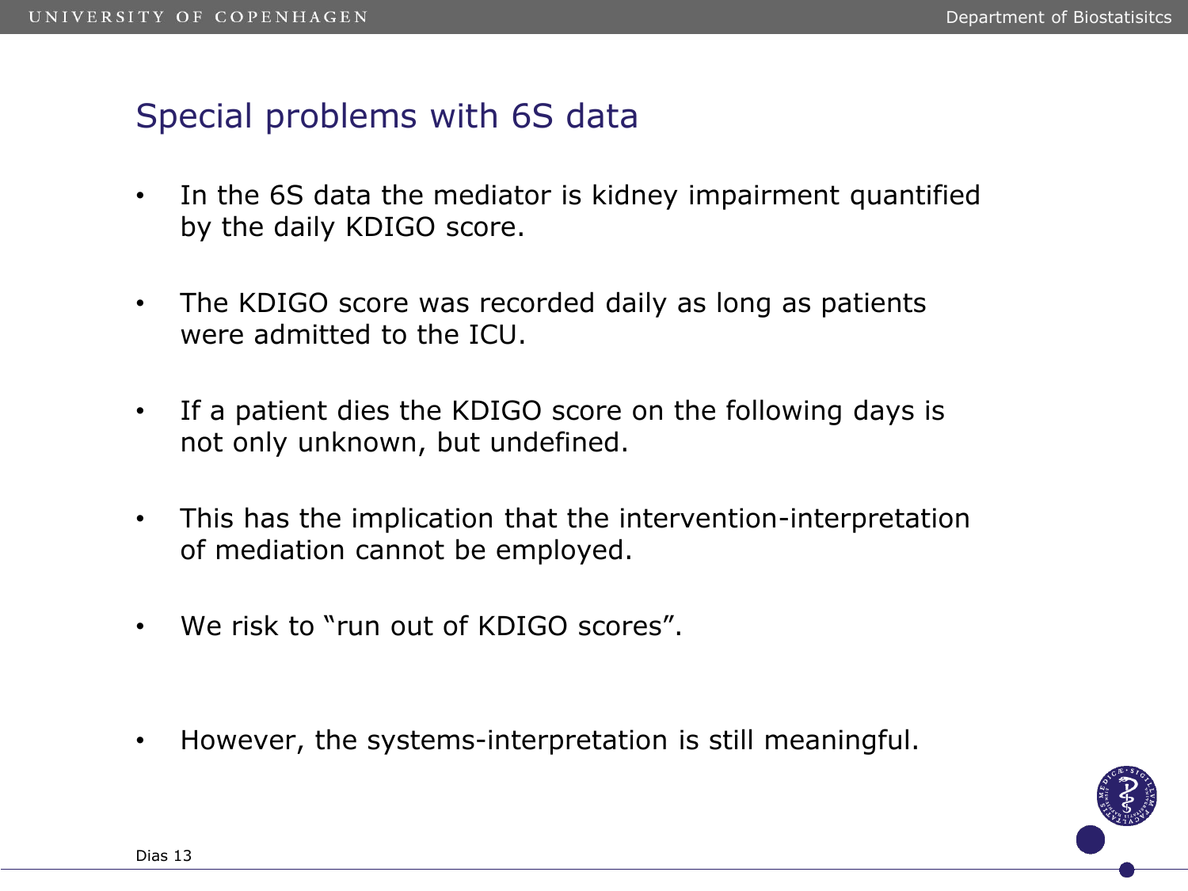## Special problems with 6S data

- In the 6S data the mediator is kidney impairment quantified by the daily KDIGO score.
- The KDIGO score was recorded daily as long as patients were admitted to the ICU.
- If a patient dies the KDIGO score on the following days is not only unknown, but undefined.
- This has the implication that the intervention-interpretation of mediation cannot be employed.
- We risk to "run out of KDIGO scores".
- However, the systems-interpretation is still meaningful.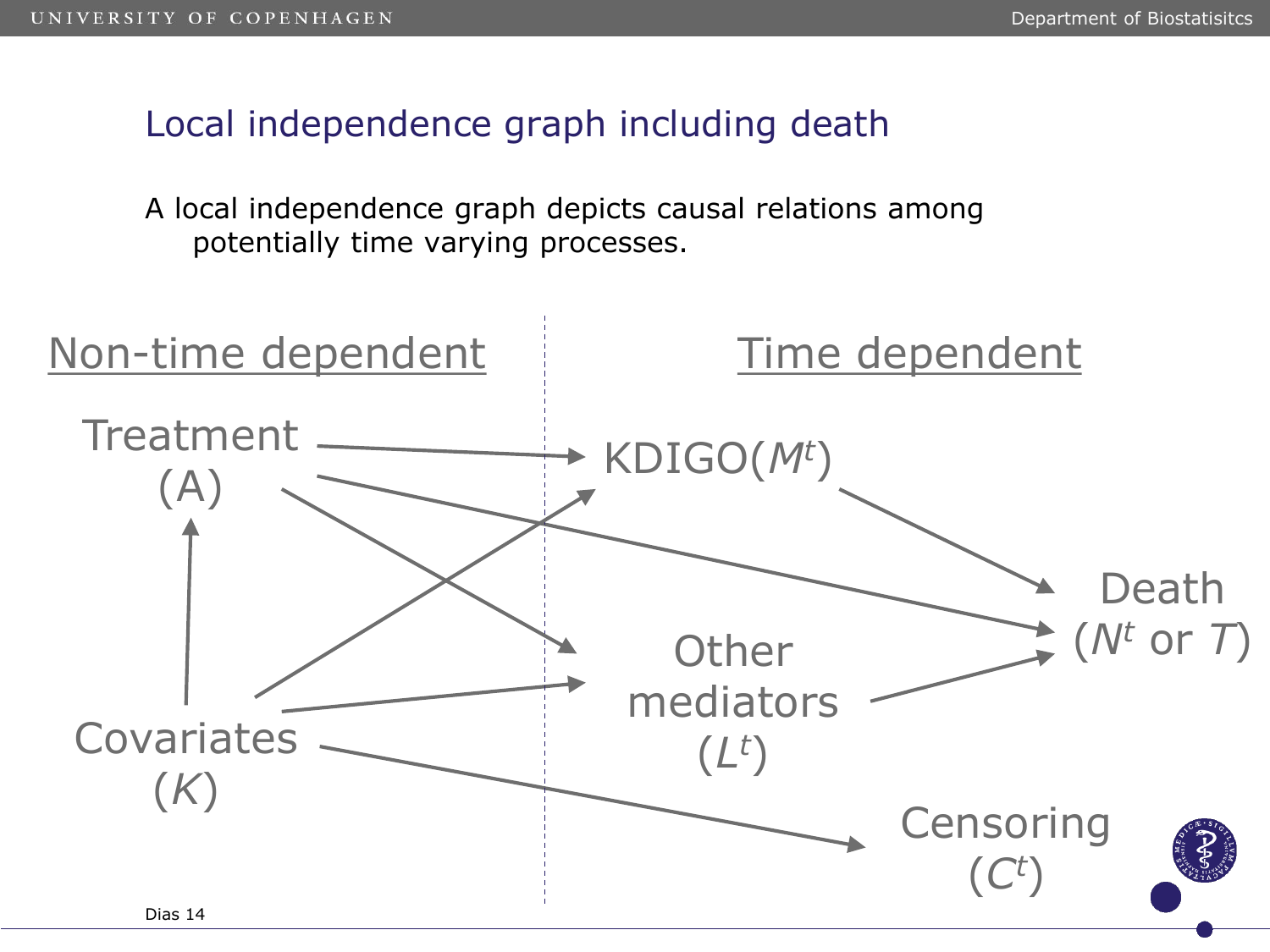## Local independence graph including death

A local independence graph depicts causal relations among potentially time varying processes.

Non-time dependent

Treatment (A)

Covariates ($K$)

Time dependent

KDIGO($M^t$)

Other mediators ($L^t$)

Death ($N^t$ or $T$)

Censoring ($C^t$)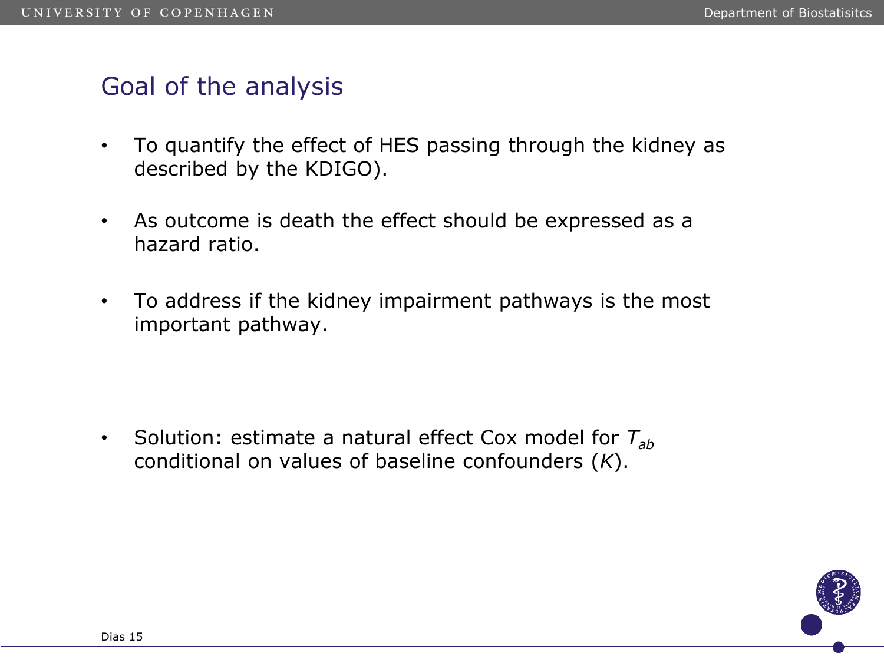# Goal of the analysis

- To quantify the effect of HES passing through the kidney as described by the KDIGO).
- As outcome is death the effect should be expressed as a hazard ratio.
- To address if the kidney impairment pathways is the most important pathway.

- Solution: estimate a natural effect Cox model for $T_{ab}$ conditional on values of baseline confounders ($K$).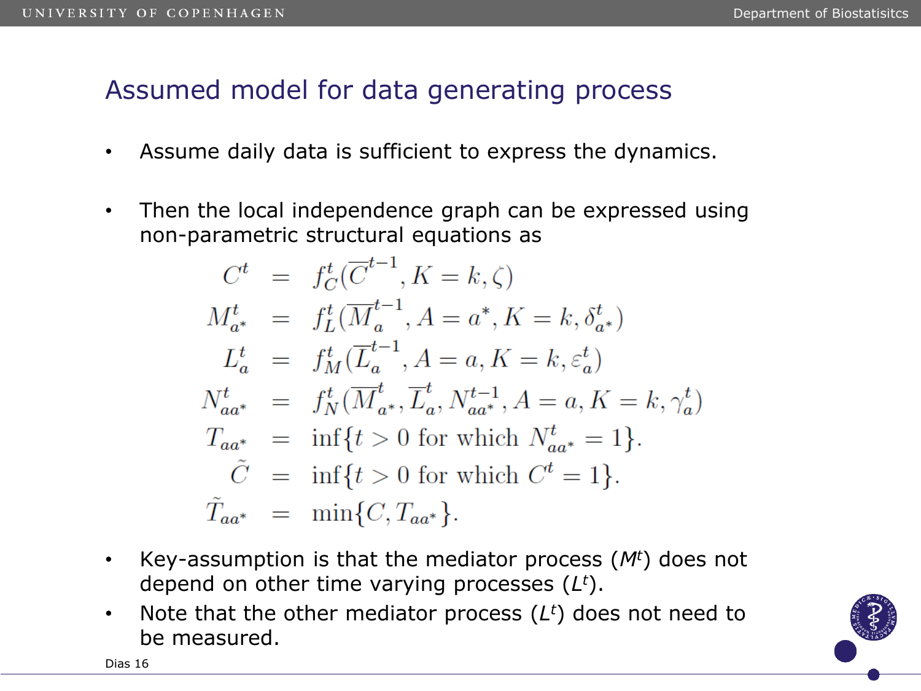# Assumed model for data generating process

- Assume daily data is sufficient to express the dynamics.
- Then the local independence graph can be expressed using non-parametric structural equations as

$$
\begin{aligned}
C^t &= f_C^t(\overline{C}^{t-1}, K = k, \zeta) \\
M_{a^*}^t &= f_L^t(\overline{M}_a^{t-1}, A = a^*, K = k, \delta_{a^*}^t) \\
L_a^t &= f_M^t(\overline{L}_a^{t-1}, A = a, K = k, \varepsilon_a^t) \\
N_{aa^*}^t &= f_N^t(\overline{M}_{a^*}^t, \overline{L}_a^t, N_{aa^*}^{t-1}, A = a, K = k, \gamma_a^t) \\
T_{aa^*} &= \inf\{t > 0 \text{ for which } N_{aa^*}^t = 1\}. \\
\tilde{C} &= \inf\{t > 0 \text{ for which } C^t = 1\}. \\
\tilde{T}_{aa^*} &= \min\{C, T_{aa^*}\}.
\end{aligned}
$$

- Key-assumption is that the mediator process ($M^t$) does not depend on other time varying processes ($L^t$).
- Note that the other mediator process ($L^t$) does not need to be measured.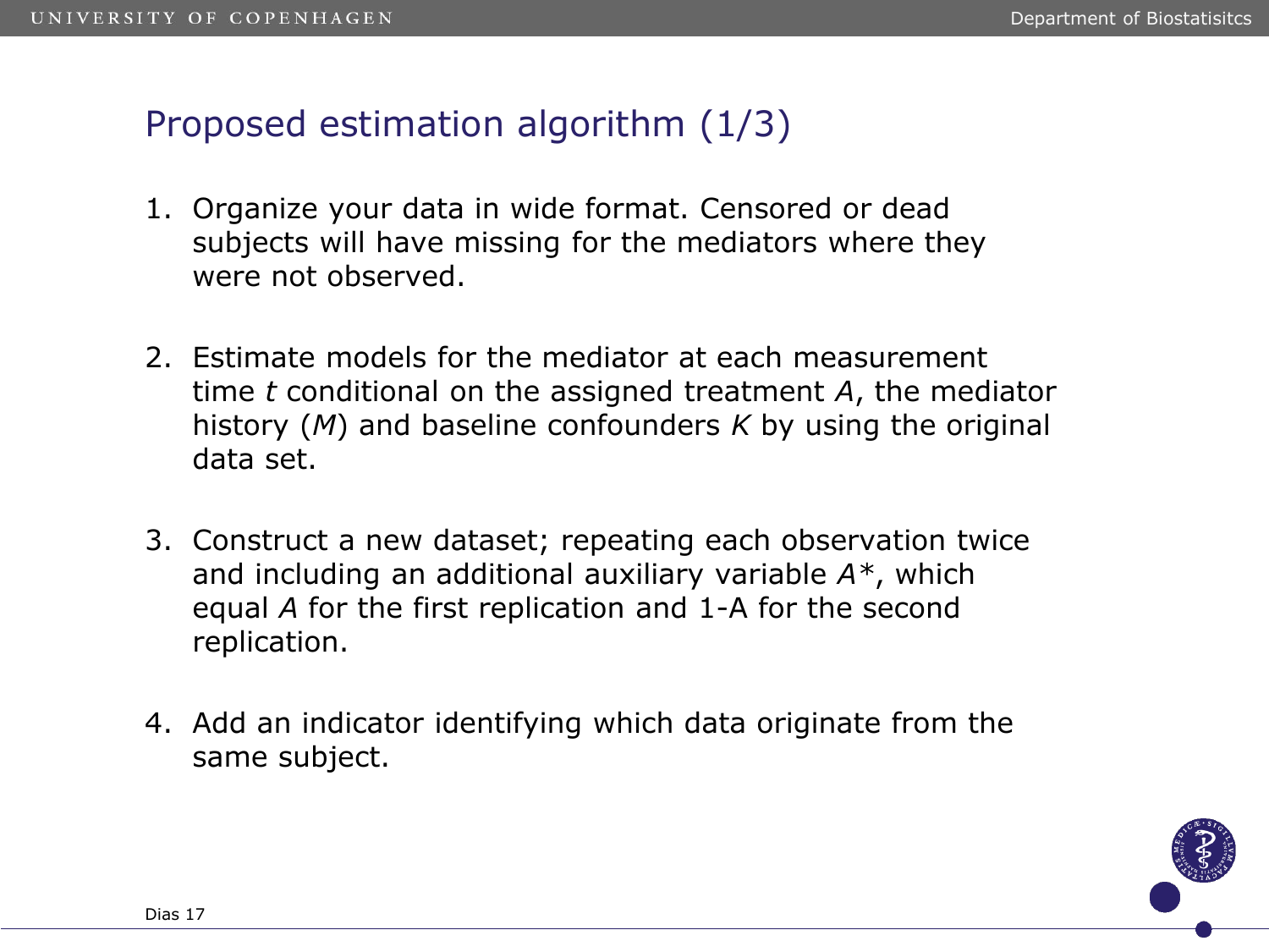# Proposed estimation algorithm (1/3)

1. Organize your data in wide format. Censored or dead subjects will have missing for the mediators where they were not observed.

2. Estimate models for the mediator at each measurement time $t$ conditional on the assigned treatment $A$, the mediator history ($M$) and baseline confounders $K$ by using the original data set.

3. Construct a new dataset; repeating each observation twice and including an additional auxiliary variable $A^*$, which equal $A$ for the first replication and 1-A for the second replication.

4. Add an indicator identifying which data originate from the same subject.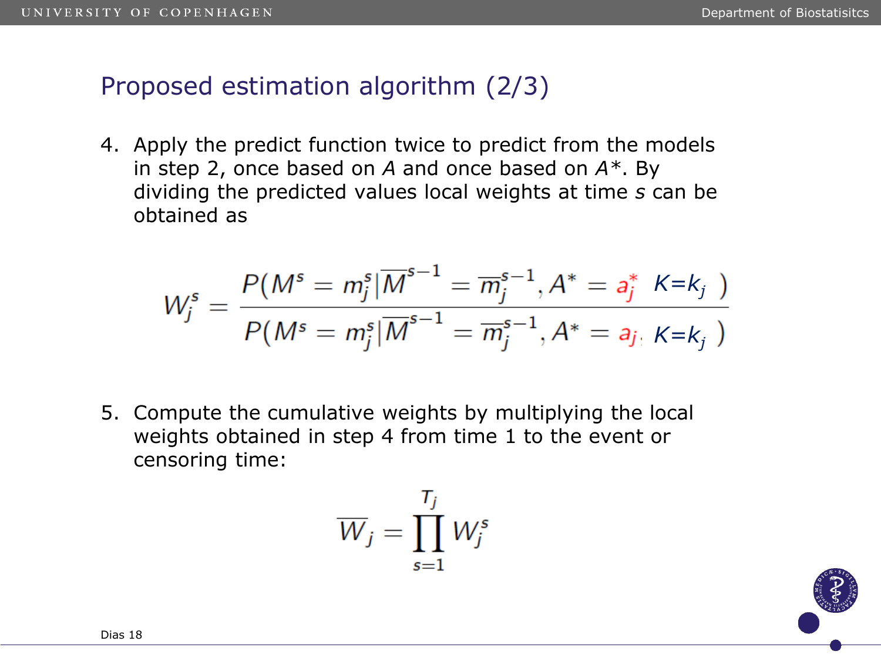## Proposed estimation algorithm (2/3)

4. Apply the predict function twice to predict from the models in step 2, once based on $A$ and once based on $A^*$. By dividing the predicted values local weights at time $s$ can be obtained as

$$W_j^s = \frac{P(M^s = m_j^s | \overline{M}^{s-1} = \overline{m}_j^{s-1}, A^* = a_j^* \;\; K{=}k_j \;)}{P(M^s = m_j^s | \overline{M}^{s-1} = \overline{m}_j^{s-1}, A^* = a_j, \; K{=}k_j \;)}$$

5. Compute the cumulative weights by multiplying the local weights obtained in step 4 from time 1 to the event or censoring time:

$$\overline{W}_j = \prod_{s=1}^{T_j} W_j^s$$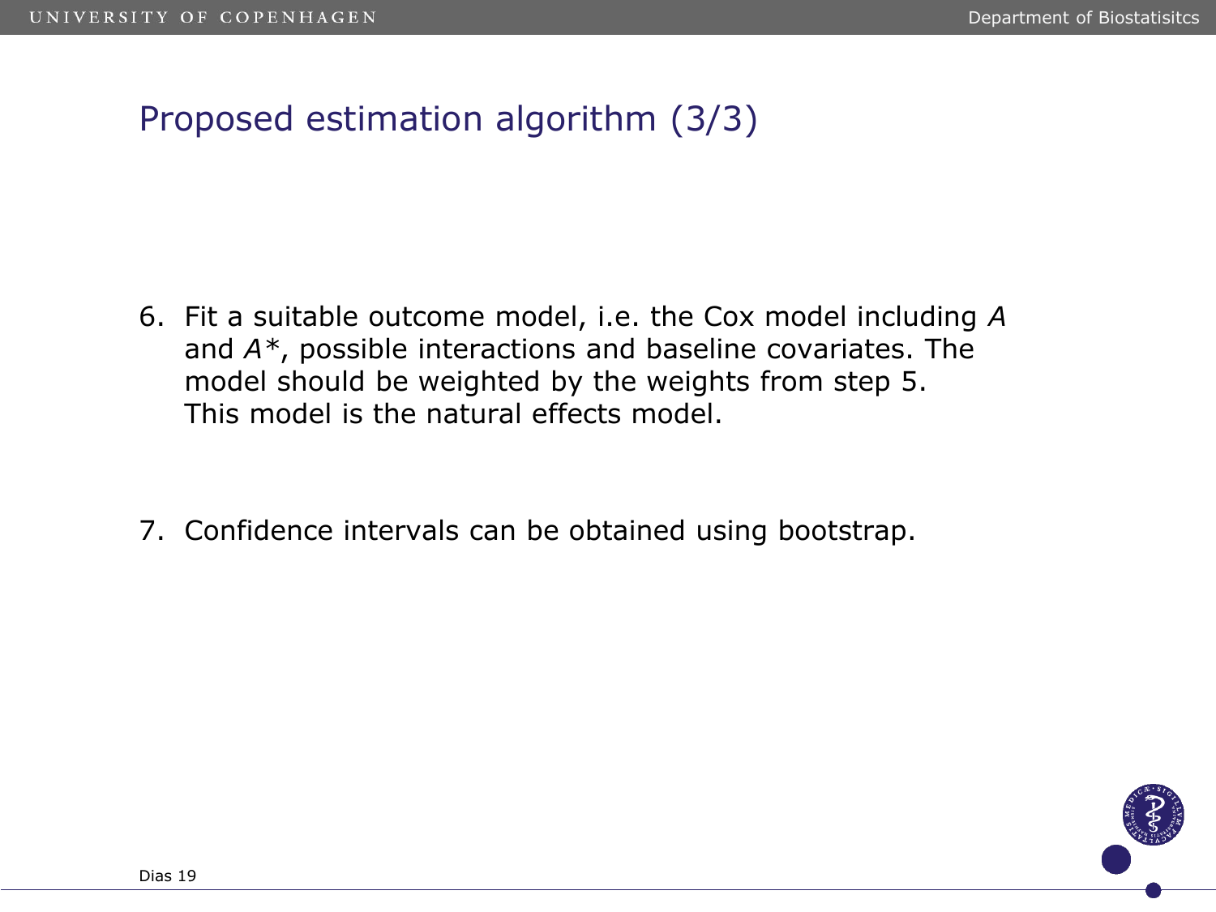# Proposed estimation algorithm (3/3)

6. Fit a suitable outcome model, i.e. the Cox model including $A$ and $A^*$, possible interactions and baseline covariates. The model should be weighted by the weights from step 5. This model is the natural effects model.

7. Confidence intervals can be obtained using bootstrap.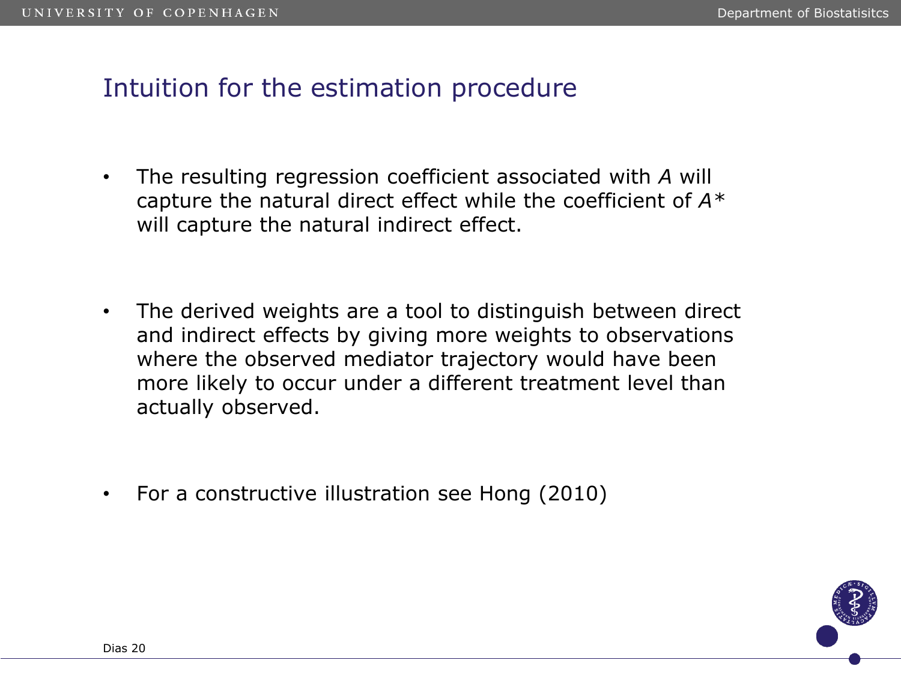# Intuition for the estimation procedure

- The resulting regression coefficient associated with $A$ will capture the natural direct effect while the coefficient of $A^*$ will capture the natural indirect effect.

- The derived weights are a tool to distinguish between direct and indirect effects by giving more weights to observations where the observed mediator trajectory would have been more likely to occur under a different treatment level than actually observed.

- For a constructive illustration see Hong (2010)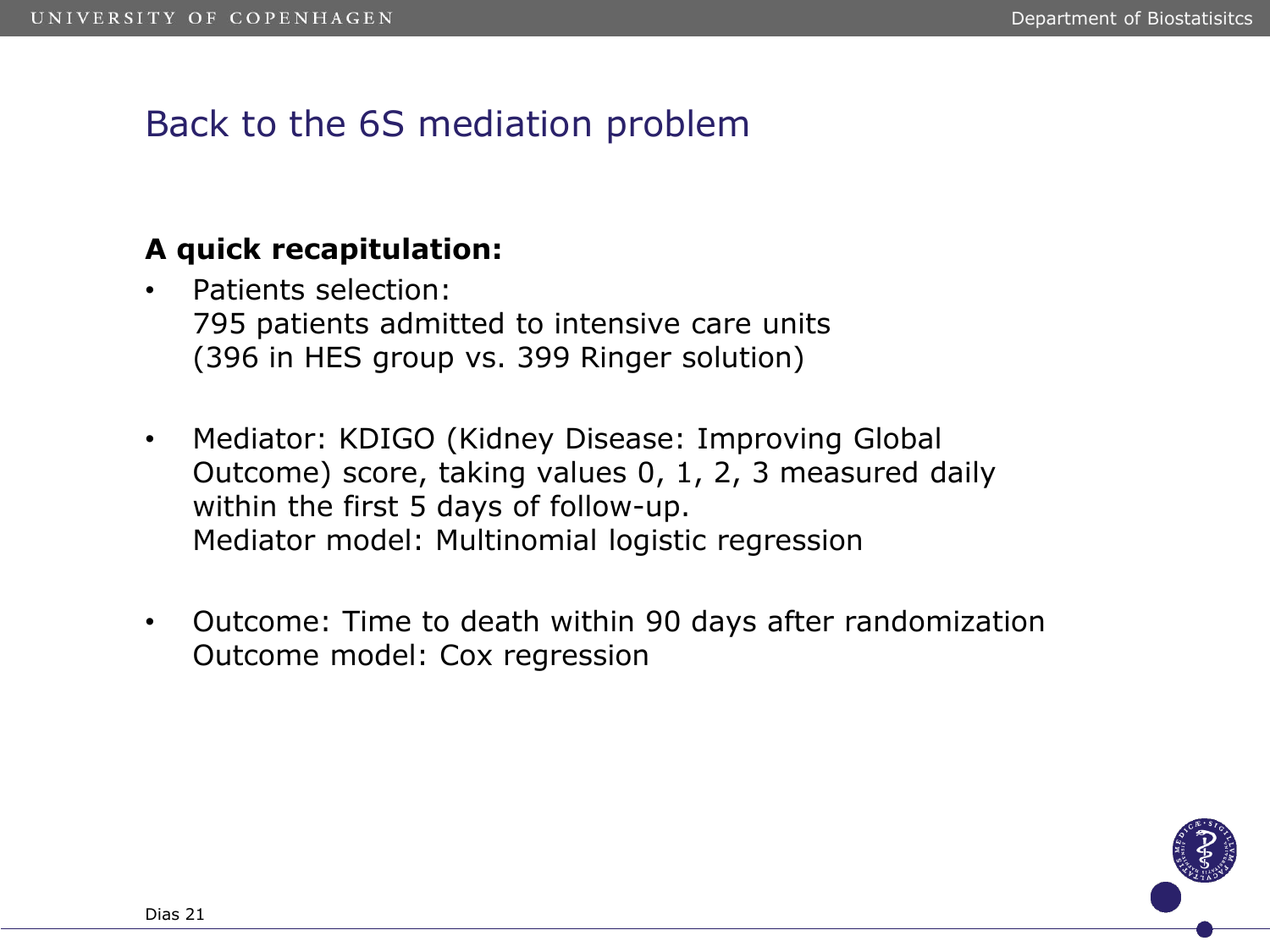# Back to the 6S mediation problem

**A quick recapitulation:**

- Patients selection:
  795 patients admitted to intensive care units
  (396 in HES group vs. 399 Ringer solution)

- Mediator: KDIGO (Kidney Disease: Improving Global Outcome) score, taking values 0, 1, 2, 3 measured daily within the first 5 days of follow-up.
  Mediator model: Multinomial logistic regression

- Outcome: Time to death within 90 days after randomization
  Outcome model: Cox regression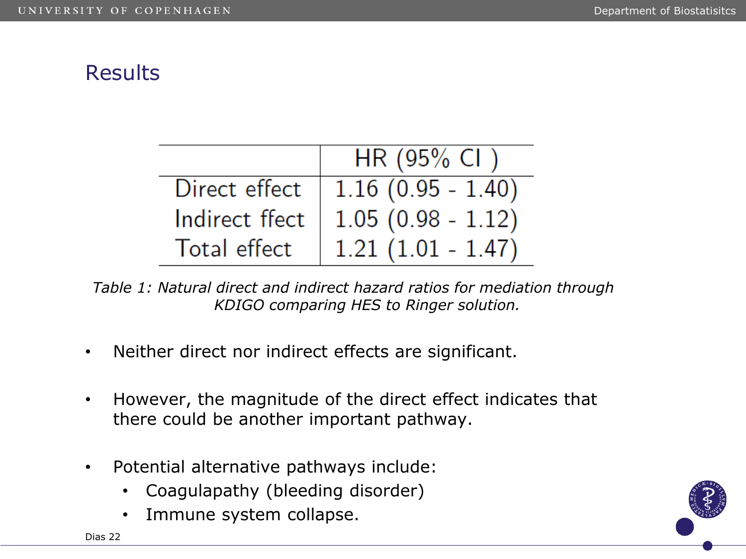## Results

|  | HR (95% CI ) |
|---|---|
| Direct effect | 1.16 (0.95 - 1.40) |
| Indirect ffect | 1.05 (0.98 - 1.12) |
| Total effect | 1.21 (1.01 - 1.47) |

*Table 1: Natural direct and indirect hazard ratios for mediation through KDIGO comparing HES to Ringer solution.*

- Neither direct nor indirect effects are significant.
- However, the magnitude of the direct effect indicates that there could be another important pathway.
- Potential alternative pathways include:
  - Coagulapathy (bleeding disorder)
  - Immune system collapse.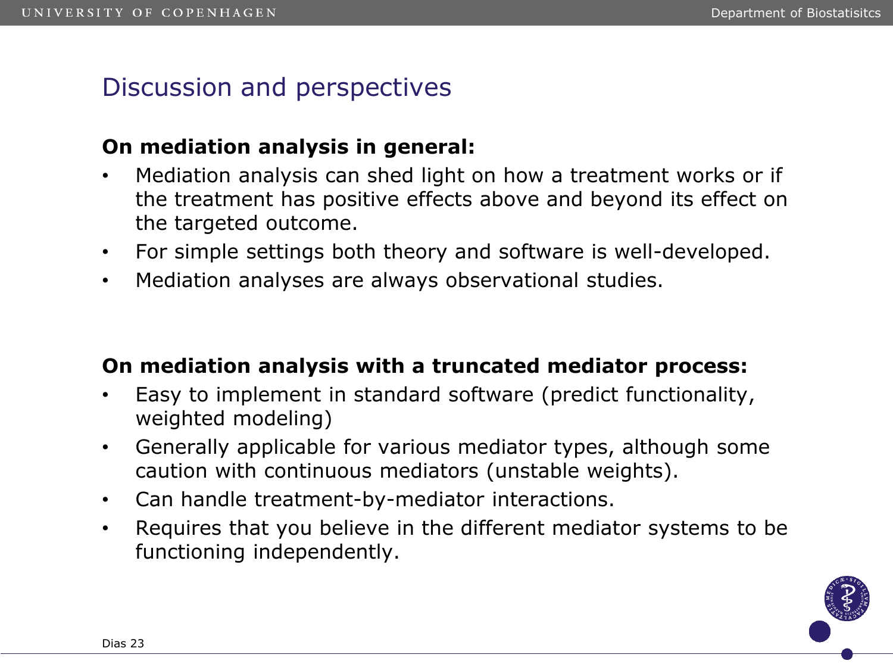## Discussion and perspectives

**On mediation analysis in general:**

- Mediation analysis can shed light on how a treatment works or if the treatment has positive effects above and beyond its effect on the targeted outcome.
- For simple settings both theory and software is well-developed.
- Mediation analyses are always observational studies.

**On mediation analysis with a truncated mediator process:**

- Easy to implement in standard software (predict functionality, weighted modeling)
- Generally applicable for various mediator types, although some caution with continuous mediators (unstable weights).
- Can handle treatment-by-mediator interactions.
- Requires that you believe in the different mediator systems to be functioning independently.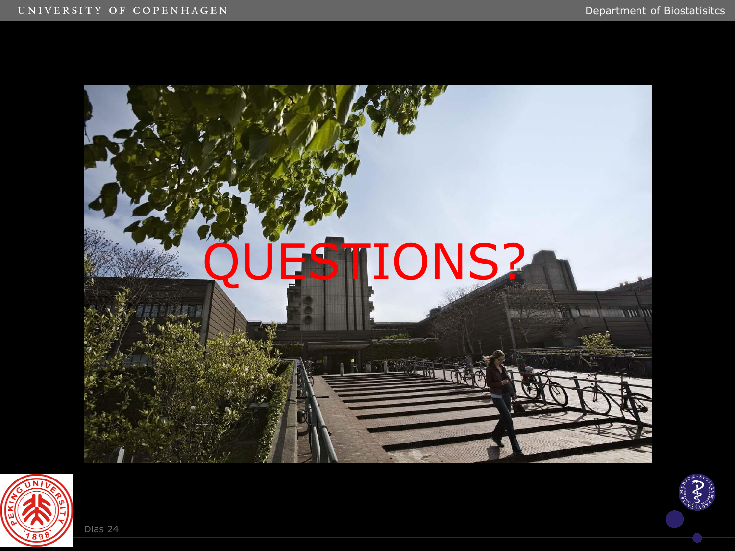QUESTIONS?